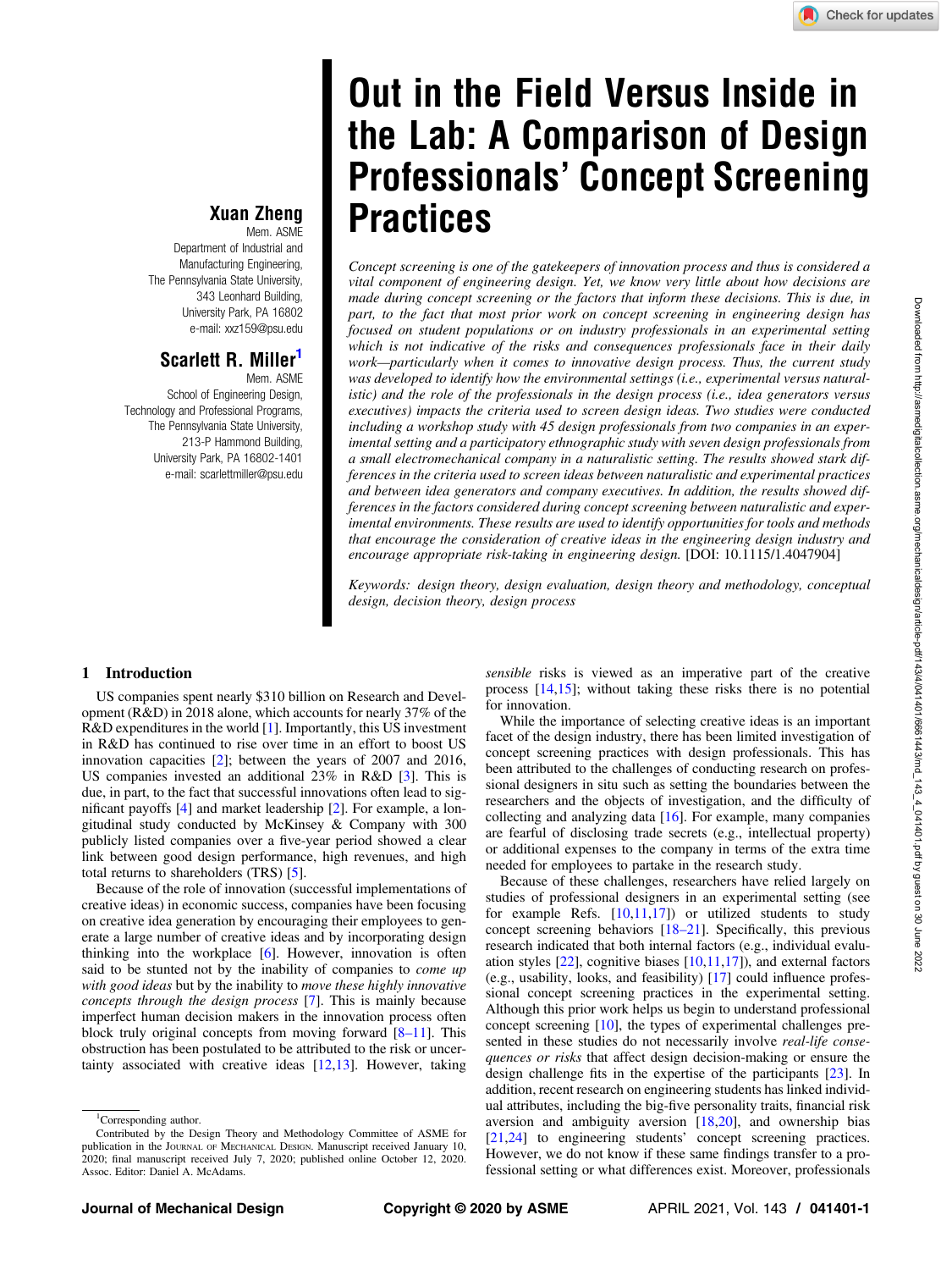# Out in the Field Versus Inside in the Lab: A Comparison of Design Professionals' Concept Screening Practices

**Xuan Zheng**
Mem. ASME
Department of Industrial and Manufacturing Engineering,
The Pennsylvania State University,
343 Leonhard Building,
University Park, PA 16802
e-mail: xxz159@psu.edu

**Scarlett R. Miller**[1]
Mem. ASME
School of Engineering Design,
Technology and Professional Programs,
The Pennsylvania State University,
213-P Hammond Building,
University Park, PA 16802-1401
e-mail: scarlettmiller@psu.edu

*Concept screening is one of the gatekeepers of innovation process and thus is considered a vital component of engineering design. Yet, we know very little about how decisions are made during concept screening or the factors that inform these decisions. This is due, in part, to the fact that most prior work on concept screening in engineering design has focused on student populations or on industry professionals in an experimental setting which is not indicative of the risks and consequences professionals face in their daily work—particularly when it comes to innovative design process. Thus, the current study was developed to identify how the environmental settings (i.e., experimental versus naturalistic) and the role of the professionals in the design process (i.e., idea generators versus executives) impacts the criteria used to screen design ideas. Two studies were conducted including a workshop study with 45 design professionals from two companies in an experimental setting and a participatory ethnographic study with seven design professionals from a small electromechanical company in a naturalistic setting. The results showed stark differences in the criteria used to screen ideas between naturalistic and experimental practices and between idea generators and company executives. In addition, the results showed differences in the factors considered during concept screening between naturalistic and experimental environments. These results are used to identify opportunities for tools and methods that encourage the consideration of creative ideas in the engineering design industry and encourage appropriate risk-taking in engineering design.* [DOI: 10.1115/1.4047904]

*Keywords: design theory, design evaluation, design theory and methodology, conceptual design, decision theory, design process*

## 1 Introduction

US companies spent nearly $310 billion on Research and Development (R&D) in 2018 alone, which accounts for nearly 37% of the R&D expenditures in the world [1]. Importantly, this US investment in R&D has continued to rise over time in an effort to boost US innovation capacities [2]; between the years of 2007 and 2016, US companies invested an additional 23% in R&D [3]. This is due, in part, to the fact that successful innovations often lead to significant payoffs [4] and market leadership [2]. For example, a longitudinal study conducted by McKinsey & Company with 300 publicly listed companies over a five-year period showed a clear link between good design performance, high revenues, and high total returns to shareholders (TRS) [5].

Because of the role of innovation (successful implementations of creative ideas) in economic success, companies have been focusing on creative idea generation by encouraging their employees to generate a large number of creative ideas and by incorporating design thinking into the design leadership [6]. However, innovation is often said to be stunted not by the inability of companies to *come up with good ideas* but by the inability to *move these highly innovative concepts through the design process* [7]. This is mainly because imperfect human decision makers in the innovation process often block truly original concepts from moving forward [8–11]. This obstruction has been postulated to be attributed to the risk or uncertainty associated with creative ideas [12,13]. However, taking *sensible* risks is viewed as an imperative part of the creative process [14,15]; without taking these risks there is no potential for innovation.

While the importance of selecting creative ideas is an important facet of the design industry, there has been limited investigation of concept screening practices with design professionals. This has been attributed to the challenges of conducting research on professional designers in situ such as setting the boundaries between the researchers and the objects of investigation, and the difficulty of collecting and analyzing data [16]. For example, many companies are fearful of disclosing trade secrets (e.g., intellectual property) or additional expenses to the company in terms of the extra time needed for employees to partake in the research study.

Because of these challenges, researchers have relied largely on studies of professional designers in an experimental setting (see for example Refs. [10,11,17]) or utilized students to study concept screening behaviors [18–21]. Specifically, this previous research indicated that both internal factors (e.g., individual evaluation styles [22], cognitive biases [10,11,17]), and external factors (e.g., usability, looks, and feasibility) [17] could influence professional concept screening practices in the experimental setting. Although this prior work helps us begin to understand professional concept screening [10], the types of experimental challenges presented in these studies do not necessarily involve *real-life consequences or risks* that affect design decision-making or ensure the design challenge fits in the expertise of the participants [23]. In addition, recent research on engineering students has linked individual attributes, including the big-five personality traits, financial risk aversion and ambiguity aversion [18,20], and ownership bias [21,24] to engineering students' concept screening practices. However, we do not know if these same findings transfer to a professional setting or what differences exist. Moreover, professionals

---

[1]Corresponding author.

Contributed by the Design Theory and Methodology Committee of ASME for publication in the Journal of Mechanical Design. Manuscript received January 10, 2020; final manuscript received July 7, 2020; published online October 12, 2020. Assoc. Editor: Daniel A. McAdams.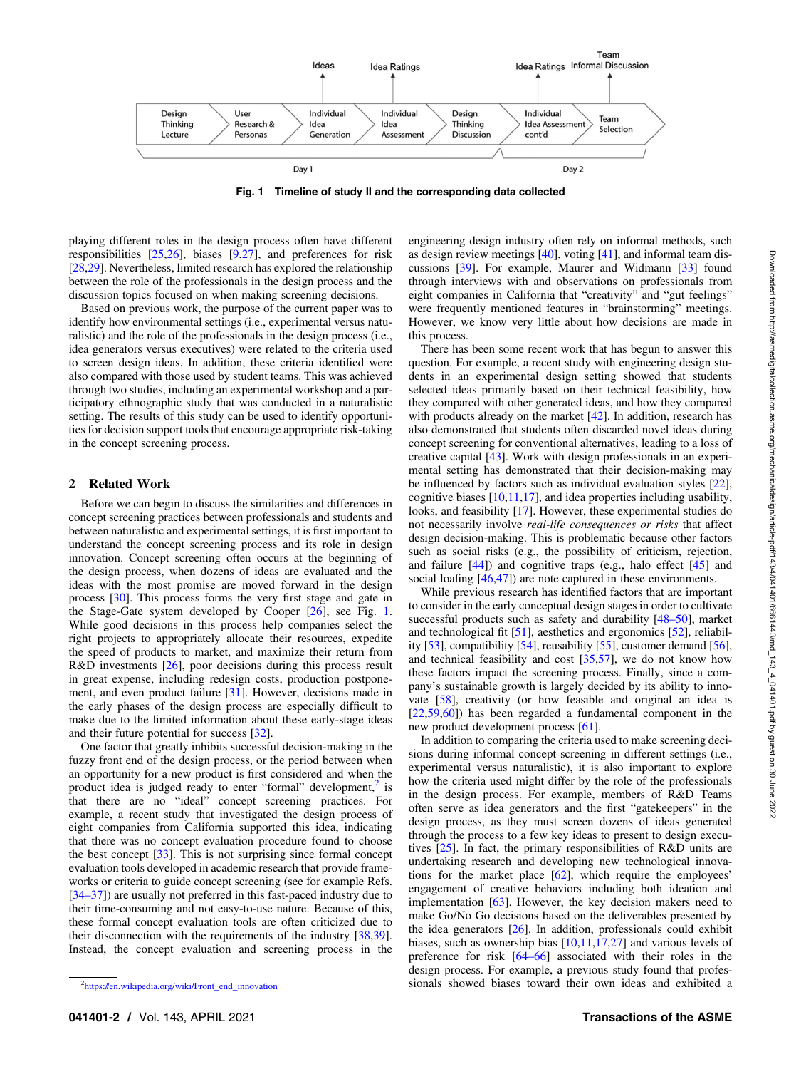Ideas | Idea Ratings | Idea Ratings | Team Informal Discussion

Design Thinking Lecture → User Research & Personas → Individual Idea Generation → Individual Idea Assessment → Design Thinking Discussion → Individual Idea Assessment cont'd → Team Selection

Day 1 | Day 2

**Fig. 1 Timeline of study II and the corresponding data collected**

playing different roles in the design process often have different responsibilities [25,26], biases [9,27], and preferences for risk [28,29]. Nevertheless, limited research has explored the relationship between the role of the professionals in the design process and the discussion topics focused on when making screening decisions.

Based on previous work, the purpose of the current paper was to identify how environmental settings (i.e., experimental versus naturalistic) and the role of the professionals in the design process (i.e., idea generators versus executives) were related to the criteria used to screen design ideas. In addition, these criteria identified were also compared with those used by student teams. This was achieved through two studies, including an experimental workshop and a participatory ethnographic study that was conducted in a naturalistic setting. The results of this study can be used to identify opportunities for decision support tools that encourage appropriate risk-taking in the concept screening process.

## 2 Related Work

Before we can begin to discuss the similarities and differences in concept screening practices between professionals and students and between naturalistic and experimental settings, it is first important to understand the concept screening process and its role in design innovation. Concept screening often occurs at the beginning of the design process, when dozens of ideas are evaluated and the ideas with the most promise are moved forward in the design process [30]. This process forms the very first stage and gate in the Stage-Gate system developed by Cooper [26], see Fig. 1. While good decisions in this process help companies select the right projects to appropriately allocate their resources, expedite the speed of products to market, and maximize their return from R&D investments [26], poor decisions during this process result in great expense, including redesign costs, production postponement, and even product failure [31]. However, decisions made in the early phases of the design process are especially difficult to make due to the limited information about these early-stage ideas and their future potential for success [32].

One factor that greatly inhibits successful decision-making in the fuzzy front end of the design process, or the period between when an opportunity for a new product is first considered and when the product idea is judged ready to enter "formal" development,[2] is that there are no "ideal" concept screening practices. For example, a recent study that investigated the design process of eight companies from California supported this idea, indicating that there was no concept evaluation procedure found to choose the best concept [33]. This is not surprising since formal concept evaluation tools developed in academic research that provide frameworks or criteria to guide concept screening (see for example Refs. [34–37]) are usually not preferred in this fast-paced industry due to their time-consuming and not easy-to-use nature. Because of this, these formal concept evaluation tools are often criticized due to their disconnection with the requirements of the industry [38,39]. Instead, the concept evaluation and screening process in the engineering design industry often rely on informal methods, such as design review meetings [40], voting [41], and informal team discussions [39]. For example, Maurer and Widmann [33] found through interviews with and observations on professionals from eight companies in California that "creativity" and "gut feelings" were frequently mentioned features in "brainstorming" meetings. However, we know very little about how decisions are made in this process.

There has been some recent work that has begun to answer this question. For example, a recent study with engineering design students in an experimental design setting showed that students selected ideas primarily based on their technical feasibility, how they compared with other generated ideas, and how they compared with products already on the market [42]. In addition, research has also demonstrated that students often discarded novel ideas during concept screening for conventional alternatives, leading to a loss of creative capital [43]. Work with design professionals in an experimental setting has demonstrated that their decision-making may be influenced by factors such as individual evaluation styles [22], cognitive biases [10,11,17], and idea properties including usability, looks, and feasibility [17]. However, these experimental studies do not necessarily involve *real-life consequences or risks* that affect design decision-making. This is problematic because other factors such as social risks (e.g., the possibility of criticism, rejection, and failure [44]) and cognitive traps (e.g., halo effect [45] and social loafing [46,47]) are note captured in these environments.

While previous research has identified factors that are important to consider in the early conceptual design stages in order to cultivate successful products such as safety and durability [48–50], market and technological fit [51], aesthetics and ergonomics [52], reliability [53], compatibility [54], reusability [55], customer demand [56], and technical feasibility and cost [35,57], we do not know how these factors impact the screening process. Finally, since a company's sustainable growth is largely decided by its ability to innovate [58], creativity (or how feasible and original an idea is [22,59,60]) has been regarded a fundamental component in the new product development process [61].

In addition to comparing the criteria used to make screening decisions during informal concept screening in different settings (i.e., experimental versus naturalistic), it is also important to explore how the criteria used might differ by the role of the professionals in the design process. For example, members of R&D Teams often serve as idea generators and the first "gatekeepers" in the design process, as they must screen dozens of ideas and push them through the process to a few key ideas to present to design executives [25]. In fact, the primary responsibilities of R&D units are undertaking research and developing new technological innovations for the market place [62], which require the employees' engagement of creative behaviors including both ideation and implementation [63]. However, the key decision makers need to make Go/No Go decisions based on the deliverables presented by the idea generators [26]. In addition, professionals could exhibit biases, such as ownership bias [10,11,17,27] and various levels of preference for risk [64–66] associated with their roles in the design process. For example, a previous study found that professionals showed biases toward their own ideas and exhibited a

[2] https://en.wikipedia.org/wiki/Front_end_innovation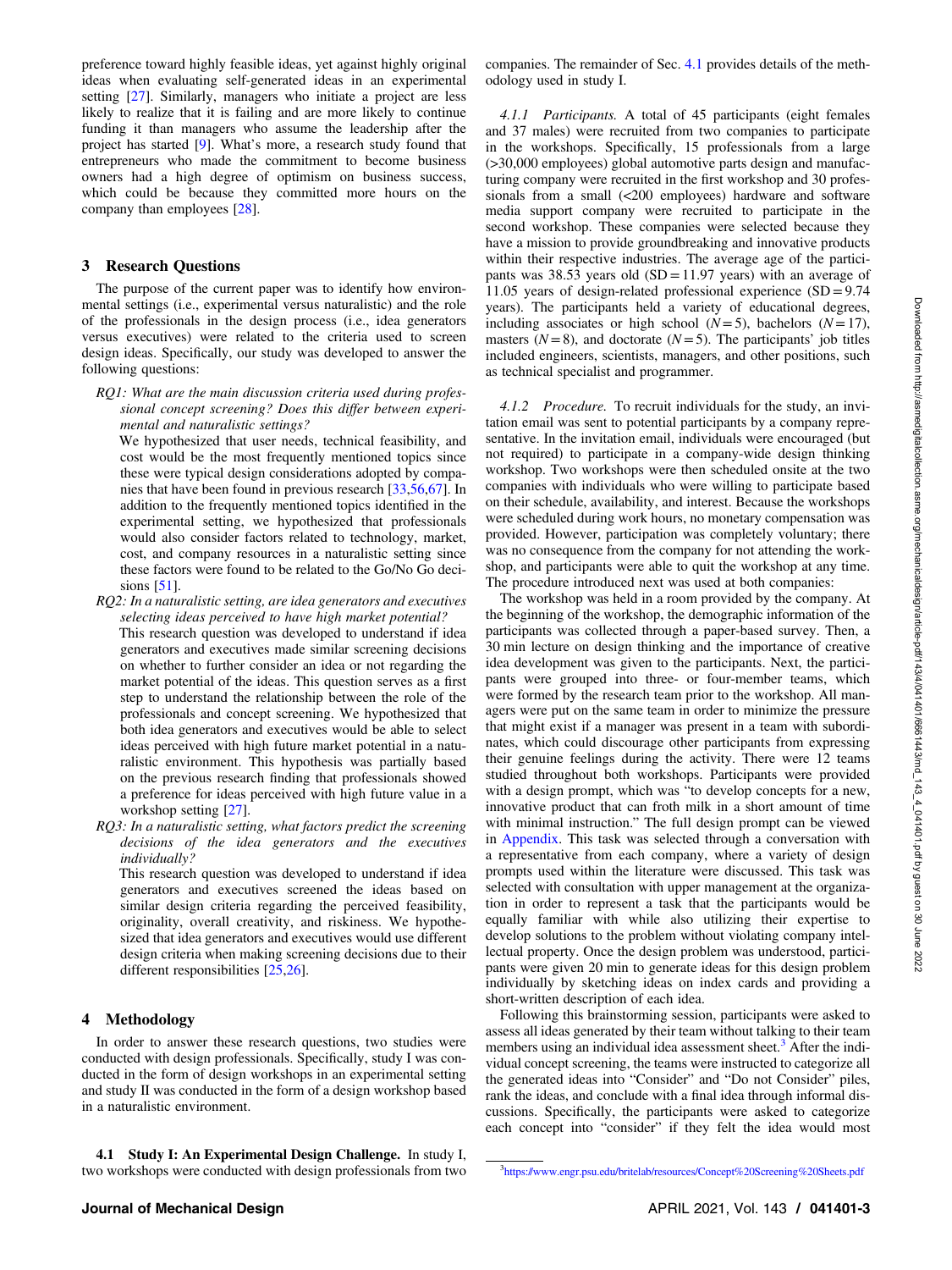preference toward highly feasible ideas, yet against highly original ideas when evaluating self-generated ideas in an experimental setting [27]. Similarly, managers who initiate a project are less likely to realize that it is failing and are more likely to continue funding it than managers who assume the leadership after the project has started [9]. What's more, a research study found that entrepreneurs who made the commitment to become business owners had a high degree of optimism on business success, which could be because they committed more hours on the company than employees [28].

## 3 Research Questions

The purpose of the current paper was to identify how environmental settings (i.e., experimental versus naturalistic) and the role of the professionals in the design process (i.e., idea generators versus executives) were related to the criteria used to screen design ideas. Specifically, our study was developed to answer the following questions:

*RQ1: What are the main discussion criteria used during professional concept screening? Does this differ between experimental and naturalistic settings?*

We hypothesized that user needs, technical feasibility, and cost would be the most frequently mentioned topics since these were typical design considerations adopted by companies that have been found in previous research [33,56,67]. In addition to the frequently mentioned topics identified in the experimental setting, we hypothesized that professionals would also consider factors related to technology, market, cost, and company resources in a naturalistic setting since these factors were found to be related to the Go/No Go decisions [51].

*RQ2: In a naturalistic setting, are idea generators and executives selecting ideas perceived to have high market potential?*

This research question was developed to understand if idea generators and executives made similar screening decisions on whether to further consider an idea or not regarding the market potential of the ideas. This question serves as a first step to understand the relationship between the role of the professionals and concept screening. We hypothesized that both idea generators and executives would be able to select ideas perceived with high future market potential in a naturalistic environment. This hypothesis was partially based on the previous research finding that professionals showed a preference for ideas perceived with high future value in a workshop setting [27].

*RQ3: In a naturalistic setting, what factors predict the screening decisions of the idea generators and the executives individually?*

This research question was developed to understand if idea generators and executives screened the ideas based on similar design criteria regarding the perceived feasibility, originality, overall creativity, and riskiness. We hypothesized that idea generators and executives would use different design criteria when making screening decisions due to their different responsibilities [25,26].

## 4 Methodology

In order to answer these research questions, two studies were conducted with design professionals. Specifically, study I was conducted in the form of design workshops in an experimental setting and study II was conducted in the form of a design workshop based in a naturalistic environment.

### 4.1 Study I: An Experimental Design Challenge.

In study I, two workshops were conducted with design professionals from two companies. The remainder of Sec. 4.1 provides details of the methodology used in study I.

#### 4.1.1 Participants.

A total of 45 participants (eight females and 37 males) were recruited from two companies to participate in the workshops. Specifically, 15 professionals from a large (>30,000 employees) global automotive parts design and manufacturing company were recruited in the first workshop and 30 professionals from a small (<200 employees) hardware and software media support company were recruited to participate in the second workshop. These companies were selected because they have a mission to provide groundbreaking and innovative products within their respective industries. The average age of the participants was 38.53 years old (SD = 11.97 years) with an average of 11.05 years of design-related professional experience (SD = 9.74 years). The participants held a variety of educational degrees, including associates or high school ($N = 5$), bachelors ($N = 17$), masters ($N = 8$), and doctorate ($N = 5$). The participants' job titles included engineers, scientists, managers, and other positions, such as technical specialist and programmer.

#### 4.1.2 Procedure.

To recruit individuals for the study, an invitation email was sent to potential participants by a company representative. In the invitation email, individuals were encouraged (but not required) to participate in a company-wide design thinking workshop. Two workshops were then scheduled onsite at the two companies with individuals who were willing to participate based on their schedule, availability, and interest. Because the workshops were scheduled during work hours, no monetary compensation was provided. However, participation was completely voluntary; there was no consequence from the company for not attending the workshop, and participants were able to quit the workshop at any time. The procedure introduced next was used at both companies:

The workshop was held in a room provided by the company. At the beginning of the workshop, the demographic information of the participants was collected through a paper-based survey. Then, a 30 min lecture on design thinking and the importance of creative idea development was given to the participants. Next, the participants were grouped into three- or four-member teams, which were formed by the research team prior to the workshop. All managers were put on the same team in order to minimize the pressure that might exist if a manager was present in a team with subordinates, which could discourage other participants from expressing their genuine feelings during the activity. There were 12 teams studied throughout both workshops. Participants were provided with a design prompt, which was "to develop concepts for a new, innovative product that can froth milk in a short amount of time with minimal instruction." The full design prompt can be viewed in Appendix. This task was selected through a conversation with a representative from each company, where a variety of design prompts used within the literature were discussed. This task was selected with consultation with upper management at the organization in order to represent a task that the participants would be equally familiar with while also utilizing their expertise to develop solutions to the problem without violating company intellectual property. Once the design problem was understood, participants were given 20 min to generate ideas for this design problem individually by sketching ideas on index cards and providing a short-written description of each idea.

Following this brainstorming session, participants were asked to assess all ideas generated by their team without talking to their team members using an individual idea assessment sheet.[3] After the individual concept screening, the teams were instructed to categorize all the generated ideas into "Consider" and "Do not Consider" piles, rank the ideas, and conclude with a final idea through informal discussions. Specifically, the participants were asked to categorize each concept into "consider" if they felt the idea would most

[3] https://www.engr.psu.edu/britelab/resources/Concept%20Screening%20Sheets.pdf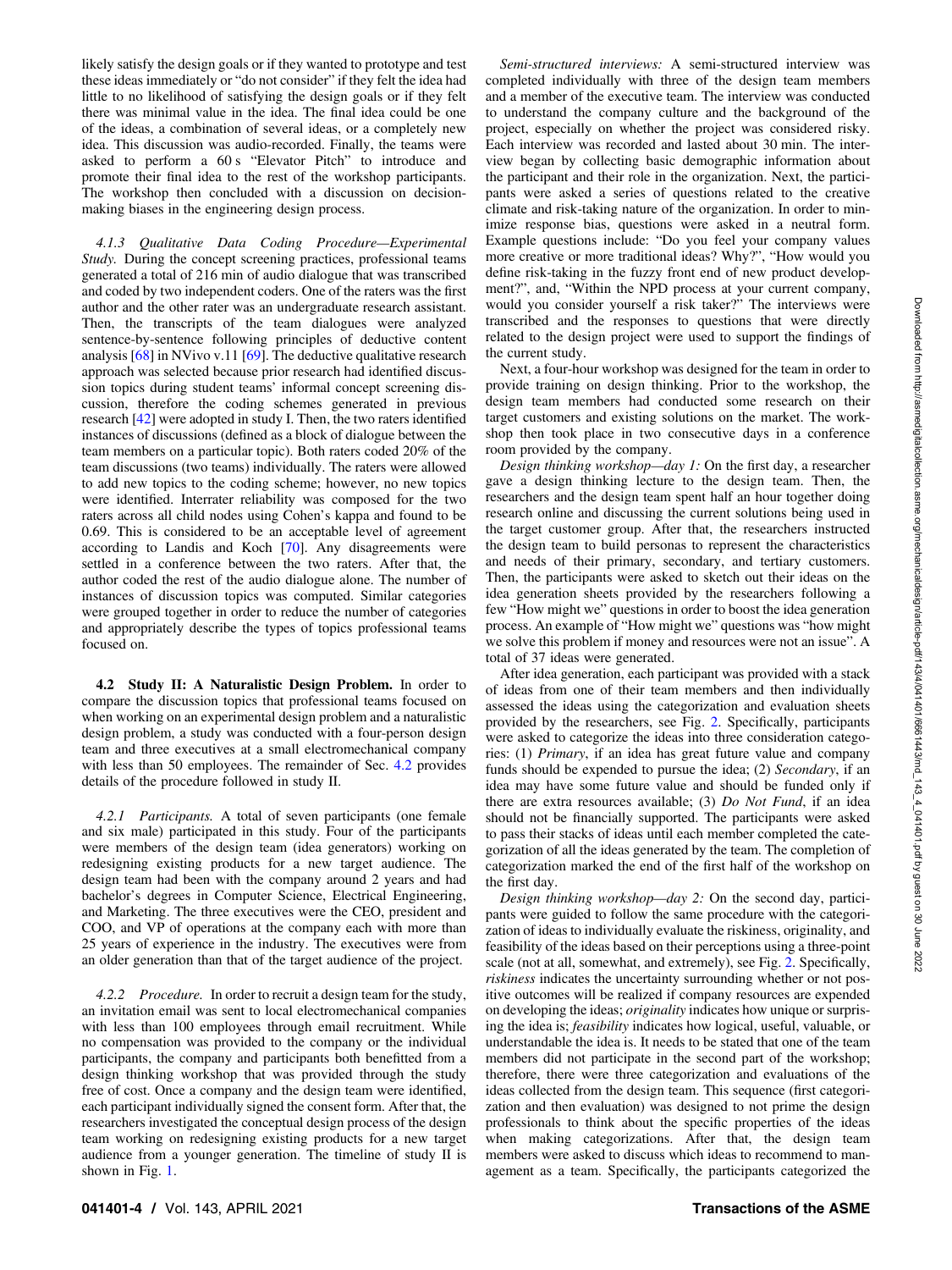likely satisfy the design goals or if they wanted to prototype and test these ideas immediately or "do not consider" if they felt the idea had little to no likelihood of satisfying the design goals or if they felt there was minimal value in the idea. The final idea could be one of the ideas, a combination of several ideas, or a completely new idea. This discussion was audio-recorded. Finally, the teams were asked to perform a 60 s "Elevator Pitch" to introduce and promote their final idea to the rest of the workshop participants. The workshop then concluded with a discussion on decision-making biases in the engineering design process.

*4.1.3 Qualitative Data Coding Procedure—Experimental Study.* During the concept screening practices, professional teams generated a total of 216 min of audio dialogue that was transcribed and coded by two independent coders. One of the raters was the first author and the other rater was an undergraduate research assistant. Then, the transcripts of the team dialogues were analyzed sentence-by-sentence following principles of deductive content analysis [68] in NVivo v.11 [69]. The deductive qualitative research approach was selected because prior research had identified discussion topics during student teams' informal concept screening discussion, therefore the coding schemes generated in previous research [42] were adopted in study I. Then, the two raters identified instances of discussions (defined as a block of dialogue between the team members on a particular topic). Both raters coded 20% of the team discussions (two teams) individually. The raters were allowed to add new topics to the coding scheme; however, no new topics were identified. Interrater reliability was composed for the two raters across all child nodes using Cohen's kappa and found to be 0.69. This is considered to be an acceptable level of agreement according to Landis and Koch [70]. Any disagreements were settled in a conference between the two raters. After that, the author coded the rest of the audio dialogue alone. The number of instances of discussion topics was computed. Similar categories were grouped together in order to reduce the number of categories and appropriately describe the types of topics professional teams focused on.

## 4.2 Study II: A Naturalistic Design Problem.

In order to compare the discussion topics that professional teams focused on when working on an experimental design problem and a naturalistic design problem, a study was conducted with a four-person design team and three executives at a small electromechanical company with less than 50 employees. The remainder of Sec. 4.2 provides details of the procedure followed in study II.

*4.2.1 Participants.* A total of seven participants (one female and six male) participated in this study. Four of the participants were members of the design team (idea generators) working on redesigning existing products for a new target audience. The design team had been with the company around 2 years and had bachelor's degrees in Computer Science, Electrical Engineering, and Marketing. The three executives were the CEO, president and COO, and VP of operations at the company each with more than 25 years of experience in the industry. The executives were from an older generation than that of the target audience of the project.

*4.2.2 Procedure.* In order to recruit a design team for the study, an invitation email was sent to local electromechanical companies with less than 100 employees through email recruitment. While no compensation was provided to the company or the individual participants, the company and participants both benefitted from a design thinking workshop that was provided through the study free of cost. Once a company and the design team were identified, each participant individually signed the consent form. After that, the researchers investigated the conceptual design process of the design team working on redesigning existing products for a new target audience from a younger generation. The timeline of study II is shown in Fig. 1.

*Semi-structured interviews:* A semi-structured interview was completed individually with three of the design team members and a member of the executive team. The interview was conducted to understand the company culture and the background of the project, especially on whether the project was considered risky. Each interview was recorded and lasted about 30 min. The interview began by collecting basic demographic information about the participant and their role in the organization. Next, the participants were asked a series of questions related to the creative climate and risk-taking nature of the organization. In order to minimize response bias, questions were asked in a neutral form. Example questions include: "Do you feel your company values more creative or more traditional ideas? Why?", "How would you define risk-taking in the fuzzy front end of new product development?", and, "Within the NPD process at your current company, would you consider yourself a risk taker?" The interviews were transcribed and the responses to questions that were directly related to the design project were used to support the findings of the current study.

Next, a four-hour workshop was designed for the team in order to provide training on design thinking. Prior to the workshop, the design team members had conducted some research on their target customers and existing solutions on the market. The workshop then took place in two consecutive days in a conference room provided by the company.

*Design thinking workshop—day 1:* On the first day, a researcher gave a design thinking lecture to the design team. Then, the researchers and the design team spent half an hour together doing research online and discussing the current solutions being used in the target customer group. After that, the researchers instructed the design team to build personas to represent the characteristics and needs of their primary, secondary, and tertiary customers. Then, the participants were asked to sketch out their ideas on the idea generation sheets provided by the researchers following a few "How might we" questions in order to boost the idea generation process. An example of "How might we" questions was "how might we solve this problem if money and resources were not an issue". A total of 37 ideas were generated.

After idea generation, each participant was provided with a stack of ideas from one of their team members and then individually assessed the ideas using the categorization and evaluation sheets provided by the researchers, see Fig. 2. Specifically, participants were asked to categorize the ideas into three consideration categories: (1) *Primary*, if an idea has great future value and company funds should be expended to pursue the idea; (2) *Secondary*, if an idea may have some future value and should be funded only if there are extra resources available; (3) *Do Not Fund*, if an idea should not be financially supported. The participants were asked to pass their stacks of ideas until each member completed the categorization of all the ideas generated by the team. The completion of categorization marked the end of the first half of the workshop on the first day.

*Design thinking workshop—day 2:* On the second day, participants were guided to follow the same procedure with the categorization of ideas to individually evaluate the riskiness, originality, and feasibility of the ideas based on their perceptions using a three-point scale (not at all, somewhat, and extremely), see Fig. 2. Specifically, *riskiness* indicates the uncertainty surrounding whether or not positive outcomes will be realized if company resources are expended on developing the ideas; *originality* indicates how unique or surprising the idea is; *feasibility* indicates how logical, useful, valuable, or understandable the idea is. It needs to be stated that one of the team members did not participate in the second part of the workshop; therefore, there were three categorization and evaluations of the ideas collected from the design team. This sequence (first categorization and then evaluation) was designed to not prime the design professionals to think about the specific properties of the ideas when making categorizations. After that, the design team members were asked to discuss which ideas to recommend to management as a team. Specifically, the participants categorized the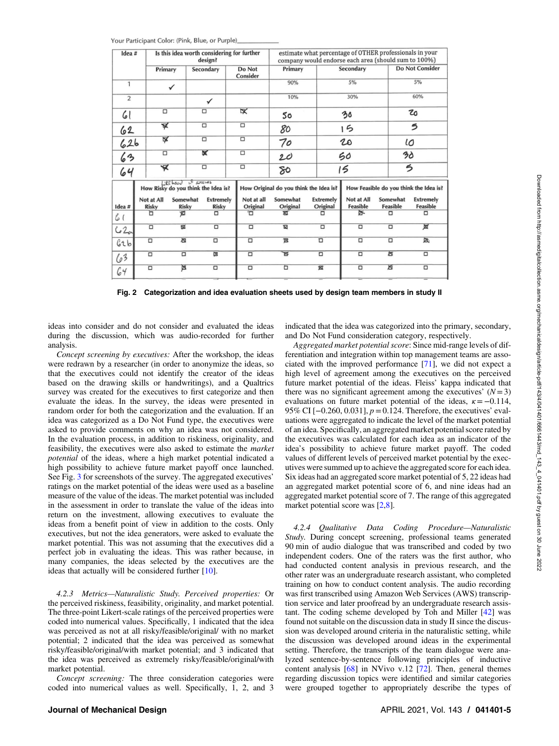Your Participant Color: (Pink, Blue, or Purple)___________

| Idea # | Is this idea worth considering for further design? | | | estimate what percentage of OTHER professionals in your company would endorse each area (should sum to 100%) | | |
|---|---|---|---|---|---|---|
| | Primary | Secondary | Do Not Consider | Primary | Secondary | Do Not Consider |
| 1 | ✓ | | | 90% | 5% | 5% |
| 2 | | ✓ | | 10% | 30% | 60% |
| 61 | ☐ | ☐ | ☒ | 50 | 30 | 20 |
| 62 | ☒ | ☐ | ☐ | 80 | 15 | 5 |
| 62b | ☒ | ☐ | ☐ | 70 | 20 | 10 |
| 63 | ☐ | ☒ | ☐ | 20 | 50 | 30 |
| 64 | ☒ | ☐ | ☐ | 80 | 15 | 5 |

| Idea # | How Risky do you think the Idea is? (Likelihood of success) | | | How Original do you think the Idea is? | | | How Feasible do you think the Idea is? | | |
|---|---|---|---|---|---|---|---|---|---|
| | Not at All Risky | Somewhat Risky | Extremely Risky | Not at all Original | Somewhat Original | Extremely Original | Not at All Feasible | Somewhat Feasible | Extremely Feasible |
| 61 | ☐ | ☒ | ☐ | ☐ | ☒ | ☐ | ☒ | ☐ | ☐ |
| 62a | ☐ | ☒ | ☐ | ☐ | ☒ | ☐ | ☐ | ☐ | ☒ |
| 62b | ☐ | ☒ | ☐ | ☐ | ☒ | ☐ | ☐ | ☐ | ☒ |
| 63 | ☐ | ☐ | ☒ | ☐ | ☒ | ☐ | ☐ | ☒ | ☐ |
| 64 | ☐ | ☒ | ☐ | ☐ | ☐ | ☒ | ☐ | ☒ | ☐ |

**Fig. 2 Categorization and idea evaluation sheets used by design team members in study II**

ideas into consider and do not consider and evaluated the ideas during the discussion, which was audio-recorded for further analysis.

*Concept screening by executives:* After the workshop, the ideas were redrawn by a researcher (in order to anonymize the ideas, so that the executives could not identify the creator of the ideas based on the drawing skills or handwritings), and a Qualtrics survey was created for the executives to first categorize and then evaluate the ideas. In the survey, the ideas were presented in random order for both the categorization and the evaluation. If an idea was categorized as a Do Not Fund type, the executives were asked to provide comments on why an idea was not considered. In the evaluation process, in addition to riskiness, originality, and feasibility, the executives were also asked to estimate the *market potential* of the ideas, where a high market potential indicated a high possibility to achieve future market payoff once launched. See Fig. 3 for screenshots of the survey. The aggregated executives' ratings on the market potential of the ideas were used as a baseline measure of the value of the ideas. The market potential was included in the assessment in order to translate the value of the ideas into return on the investment, allowing executives to evaluate the ideas from a benefit point of view in addition to the costs. Only executives, but not the idea generators, were asked to evaluate the market potential. This was not assuming that the executives did a perfect job in evaluating the ideas. This was rather because, in many companies, the ideas selected by the executives are the ideas that actually will be considered further [10].

*4.2.3 Metrics—Naturalistic Study.* *Perceived properties:* Or the perceived riskiness, feasibility, originality, and market potential. The three-point Likert-scale ratings of the perceived properties were coded into numerical values. Specifically, 1 indicated that the idea was perceived as not at all risky/feasible/original/ with no market potential; 2 indicated that the idea was perceived as somewhat risky/feasible/original/with market potential; and 3 indicated that the idea was perceived as extremely risky/feasible/original/with market potential.

*Concept screening:* The three consideration categories were coded into numerical values as well. Specifically, 1, 2, and 3 indicated that the idea was categorized into the primary, secondary, and Do Not Fund consideration category, respectively.

*Aggregated market potential score:* Since mid-range levels of differentiation and integration within top management teams are associated with the improved performance [71], we did not expect a high level of agreement among the executives on the perceived future market potential of the ideas. Fleiss' kappa indicated that there was no significant agreement among the executives' ($N = 3$) evaluations on future market potential of the ideas, $\kappa = -0.114$, 95% CI $[-0.260, 0.031]$, $p = 0.124$. Therefore, the executives' evaluations were aggregated to indicate the level of the market potential of an idea. Specifically, an aggregated market potential score rated by the executives was calculated for each idea as an indicator of the idea's possibility to achieve future market payoff. The coded values of different levels of perceived market potential by the executives were summed up to achieve the aggregated score for each idea. Six ideas had an aggregated score market potential of 5, 22 ideas had an aggregated market potential score of 6, and nine ideas had an aggregated market potential score of 7. The range of this aggregated market potential score was [2,8].

*4.2.4 Qualitative Data Coding Procedure—Naturalistic Study.* During concept screening, professional teams generated 90 min of audio dialogue that was transcribed and coded by two independent coders. One of the raters was the first author, who had conducted content analysis in previous research, and the other rater was an undergraduate research assistant, who completed training on how to conduct content analysis. The audio recording was first transcribed using Amazon Web Services (AWS) transcription service and later proofread by an undergraduate research assistant. The coding scheme developed by Toh and Miller [42] was found not suitable on the discussion data in study II since the discussion was developed around criteria in the naturalistic setting, while the discussion was developed around ideas in the experimental setting. Therefore, the transcripts of the team dialogue were analyzed sentence-by-sentence following principles of inductive content analysis [68] in NVivo v.12 [72]. Then, general themes regarding discussion topics were identified and similar categories were grouped together to appropriately describe the types of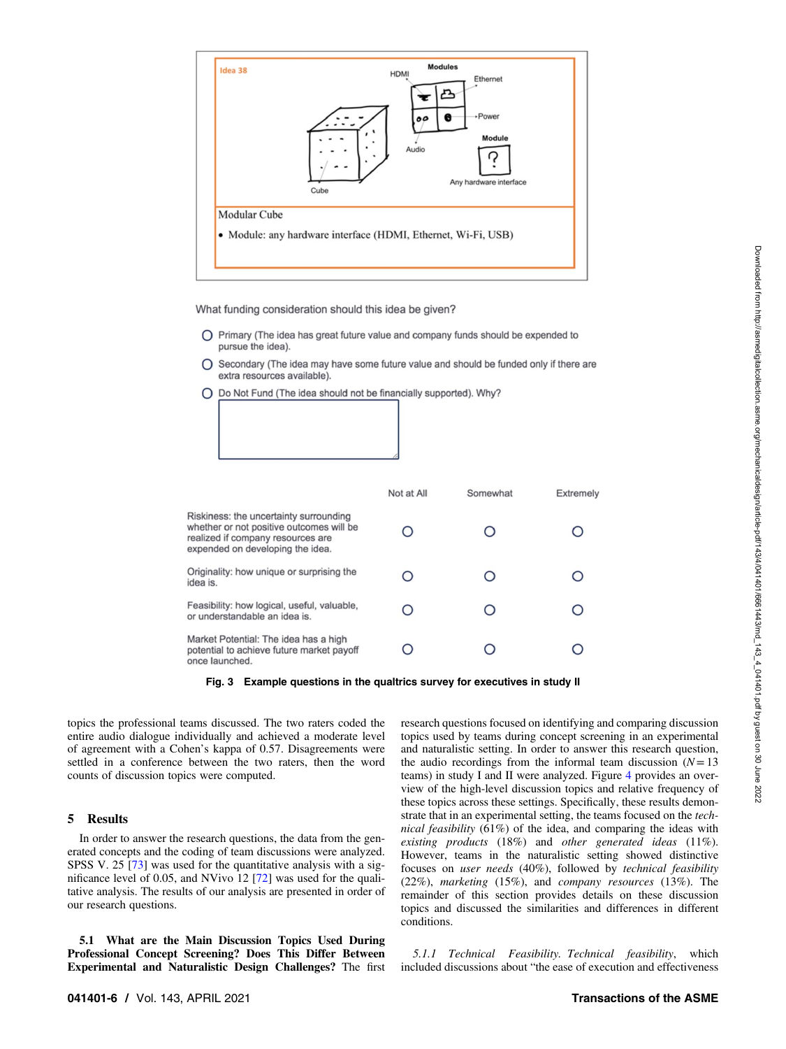Idea 38

Modules

HDMI

Ethernet

Power

Audio

Module

Any hardware interface

Cube

Modular Cube

- Module: any hardware interface (HDMI, Ethernet, Wi-Fi, USB)

What funding consideration should this idea be given?

- Primary (The idea has great future value and company funds should be expended to pursue the idea).
- Secondary (The idea may have some future value and should be funded only if there are extra resources available).
- Do Not Fund (The idea should not be financially supported). Why?

| | Not at All | Somewhat | Extremely |
|---|---|---|---|
| Riskiness: the uncertainty surrounding whether or not positive outcomes will be realized if company resources are expended on developing the idea. | ○ | ○ | ○ |
| Originality: how unique or surprising the idea is. | ○ | ○ | ○ |
| Feasibility: how logical, useful, valuable, or understandable an idea is. | ○ | ○ | ○ |
| Market Potential: The idea has a high potential to achieve future market payoff once launched. | ○ | ○ | ○ |

**Fig. 3 Example questions in the qualtrics survey for executives in study II**

topics the professional teams discussed. The two raters coded the entire audio dialogue individually and achieved a moderate level of agreement with a Cohen's kappa of 0.57. Disagreements were settled in a conference between the two raters, then the word counts of discussion topics were computed.

## 5 Results

In order to answer the research questions, the data from the generated concepts and the coding of team discussions were analyzed. SPSS V. 25 [73] was used for the quantitative analysis with a significance level of 0.05, and NVivo 12 [72] was used for the qualitative analysis. The results of our analysis are presented in order of our research questions.

### 5.1 What are the Main Discussion Topics Used During Professional Concept Screening? Does This Differ Between Experimental and Naturalistic Design Challenges?

The first research questions focused on identifying and comparing discussion topics used by teams during concept screening in an experimental and naturalistic setting. In order to answer this research question, the audio recordings from the informal team discussion ($N = 13$ teams) in study I and II were analyzed. Figure 4 provides an overview of the high-level discussion topics and relative frequency of these topics across these settings. Specifically, these results demonstrate that in an experimental setting, the teams focused on the *technical feasibility* (61%) of the idea, and comparing the ideas with *existing products* (18%) and *other generated ideas* (11%). However, teams in the naturalistic setting showed distinctive focuses on *user needs* (40%), followed by *technical feasibility* (22%), *marketing* (15%), and *company resources* (13%). The remainder of this section provides details on these discussion topics and discussed the similarities and differences in different conditions.

*5.1.1 Technical Feasibility.* *Technical feasibility*, which included discussions about "the ease of execution and effectiveness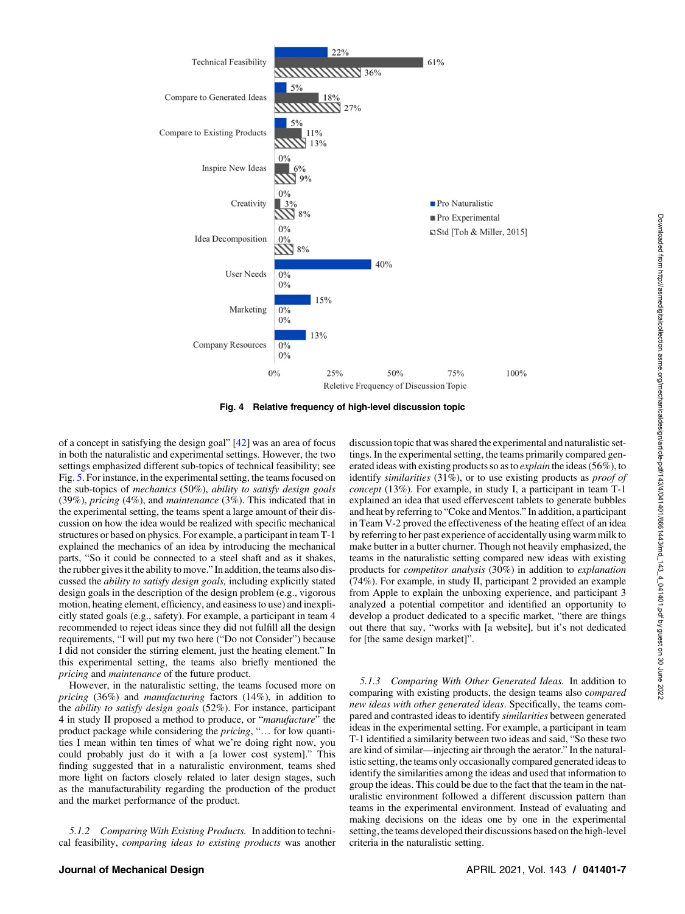Fig. 4 Relative frequency of high-level discussion topic

of a concept in satisfying the design goal" [42] was an area of focus in both the naturalistic and experimental settings. However, the two settings emphasized different sub-topics of technical feasibility; see Fig. 5. For instance, in the experimental setting, the teams focused on the sub-topics of *mechanics* (50%), *ability to satisfy design goals* (39%), *pricing* (4%), and *maintenance* (3%). This indicated that in the experimental setting, the teams spent a large amount of their discussion on how the idea would be realized with specific mechanical structures or based on physics. For example, a participant in team T-1 explained the mechanics of an idea by introducing the mechanical parts, "So it could be connected to a steel shaft and as it shakes, the rubber gives it the ability to move." In addition, the teams also discussed the *ability to satisfy design goals,* including explicitly stated design goals in the description of the design problem (e.g., vigorous motion, heating element, efficiency, and easiness to use) and inexplicitly stated goals (e.g., safety). For example, a participant in team 4 recommended to reject ideas since they did not fulfill all the design requirements, "I will put my two here ("Do not Consider") because I did not consider the stirring element, just the heating element." In this experimental setting, the teams also briefly mentioned the *pricing* and *maintenance* of the future product.

However, in the naturalistic setting, the teams focused more on *pricing* (36%) and *manufacturing* factors (14%), in addition to the *ability to satisfy design goals* (52%). For instance, participant 4 in study II proposed a method to produce, or "*manufacture*" the product package while considering the *pricing*, "... for low quantities I mean within ten times of what we're doing right now, you could probably just do it with a [a lower cost system]." This finding suggested that in a naturalistic environment, teams shed more light on factors closely related to later design stages, such as the manufacturability regarding the production of the product and the market performance of the product.

#### 5.1.2 Comparing With Existing Products.

In addition to technical feasibility, *comparing ideas to existing products* was another discussion topic that was shared the experimental and naturalistic settings. In the experimental setting, the teams primarily compared generated ideas with existing products so as to *explain* the ideas (56%), to identify *similarities* (31%), or to use existing products as *proof of concept* (13%). For example, in study I, a participant in team T-1 explained an idea that used effervescent tablets to generate bubbles and heat by referring to "Coke and Mentos." In addition, a participant in Team V-2 proved the effectiveness of the heating effect of an idea by referring to her past experience of accidentally using warm milk to make butter in a butter churner. Though not heavily emphasized, the teams in the naturalistic setting compared new ideas with existing products for *competitor analysis* (30%) in addition to *explanation* (74%). For example, in study II, participant 2 provided an example from Apple to explain the unboxing experience, and participant 3 analyzed a potential competitor and identified an opportunity to develop a product dedicated to a specific market, "there are things out there that say, "works with [a website], but it's not dedicated for [the same design market]".

#### 5.1.3 Comparing With Other Generated Ideas.

In addition to comparing with existing products, the design teams also *compared new ideas with other generated ideas*. Specifically, the teams compared and contrasted ideas to identify *similarities* between generated ideas in the experimental setting. For example, a participant in team T-1 identified a similarity between two ideas and said, "So these two are kind of similar—injecting air through the aerator." In the naturalistic setting, the teams only occasionally compared generated ideas to identify the similarities among the ideas and used that information to group the ideas. This could be due to the fact that the team in the naturalistic environment followed a different discussion pattern than teams in the experimental environment. Instead of evaluating and making decisions on the ideas one by one in the experimental setting, the teams developed their discussions based on the high-level criteria in the naturalistic setting.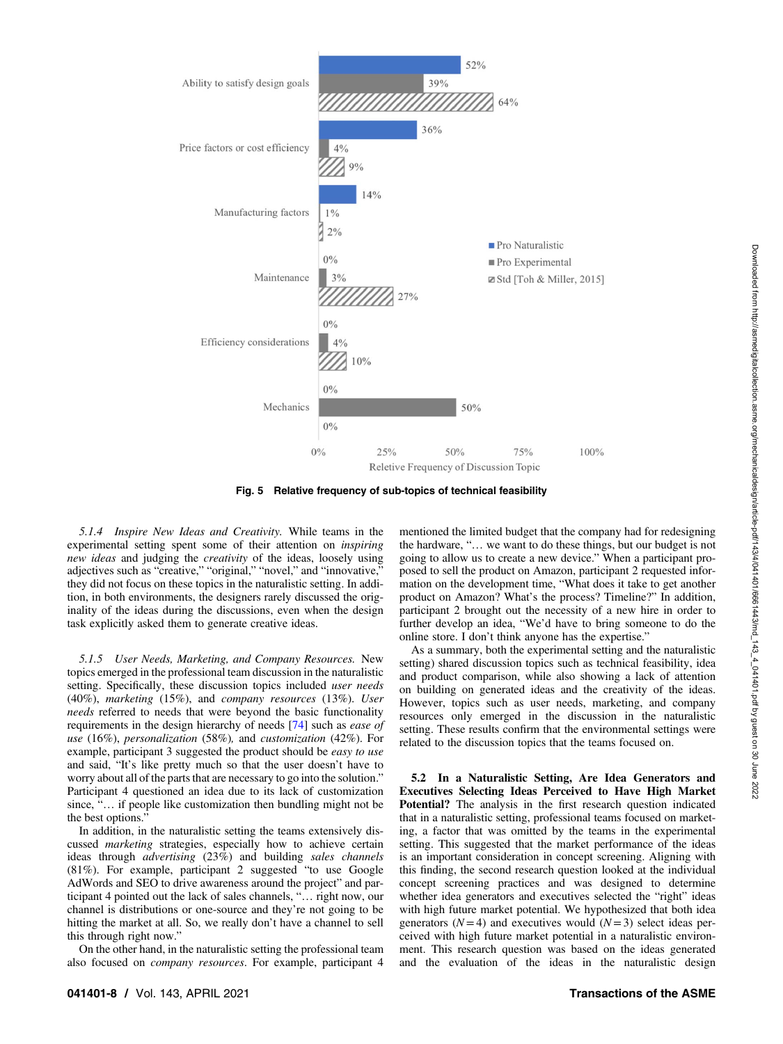Fig. 5 Relative frequency of sub-topics of technical feasibility

*5.1.4 Inspire New Ideas and Creativity.* While teams in the experimental setting spent some of their attention on *inspiring new ideas* and judging the *creativity* of the ideas, loosely using adjectives such as "creative," "original," "novel," and "innovative," they did not focus on these topics in the naturalistic setting. In addition, in both environments, the designers rarely discussed the originality of the ideas during the discussions, even when the design task explicitly asked them to generate creative ideas.

*5.1.5 User Needs, Marketing, and Company Resources.* New topics emerged in the professional team discussion in the naturalistic setting. Specifically, these discussion topics included *user needs* (40%), *marketing* (15%), and *company resources* (13%). *User needs* referred to needs that were beyond the basic functionality requirements in the design hierarchy of needs [74] such as *ease of use* (16%), *personalization* (58%), and *customization* (42%). For example, participant 3 suggested the product should be *easy to use* and said, "It's like pretty much so that the user doesn't have to worry about all of the parts that are necessary to go into the solution." Participant 4 questioned an idea due to its lack of customization since, "… if people like customization then bundling might not be the best options."

In addition, in the naturalistic setting the teams extensively discussed *marketing* strategies, especially how to achieve certain ideas through *advertising* (23%) and building *sales channels* (81%). For example, participant 2 suggested "to use Google AdWords and SEO to drive awareness around the project" and participant 4 pointed out the lack of sales channels, "… right now, our channel is distributions or one-source and they're not going to be hitting the market at all. So, we really don't have a channel to sell this through right now."

On the other hand, in the naturalistic setting the professional team also focused on *company resources*. For example, participant 4 mentioned the limited budget that the company had for redesigning the hardware, "… we want to do these things, but our budget is not going to allow us to create a new device." When a participant proposed to sell the product on Amazon, participant 2 requested information on the development time, "What does it take to get another product on Amazon? What's the process? Timeline?" In addition, participant 2 brought out the necessity of a new hire in order to further develop an idea, "We'd have to bring someone to do the online store. I don't think anyone has the expertise."

As a summary, both the experimental setting and the naturalistic setting) shared discussion topics such as technical feasibility, idea and product comparison, while also showing a lack of attention on building on generated ideas and the creativity of the ideas. However, topics such as user needs, marketing, and company resources only emerged in the discussion in the naturalistic setting. These results confirm that the environmental settings were related to the discussion topics that the teams focused on.

### 5.2 In a Naturalistic Setting, Are Idea Generators and Executives Selecting Ideas Perceived to Have High Market Potential?

The analysis in the first research question indicated that in a naturalistic setting, professional teams focused on marketing, a factor that was omitted by the teams in the experimental setting. This suggested that the market performance of the ideas is an important consideration in concept screening. Aligning with this finding, the second research question looked at the individual concept screening practices and was designed to determine whether idea generators and executives selected the "right" ideas with high future market potential. We hypothesized that both idea generators ($N = 4$) and executives would ($N = 3$) select ideas perceived with high future market potential in a naturalistic environment. This research question was based on the ideas generated and the evaluation of the ideas in the naturalistic design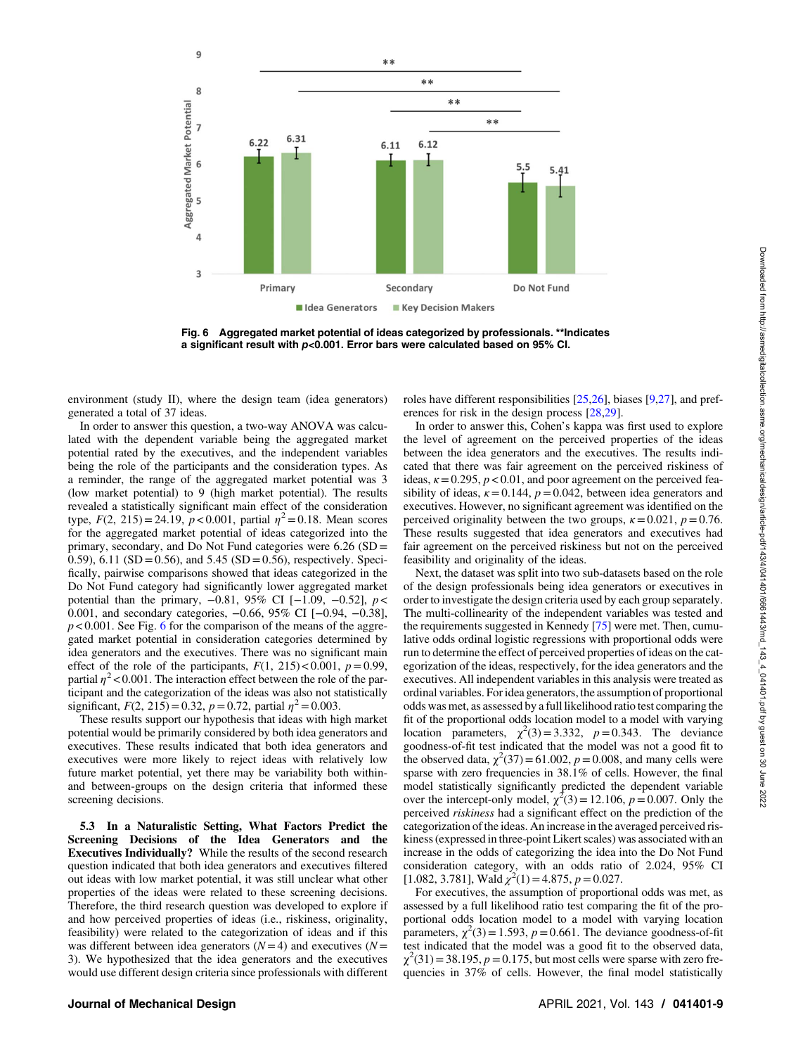Fig. 6 Aggregated market potential of ideas categorized by professionals. **Indicates a significant result with $p<0.001$. Error bars were calculated based on 95% CI.

environment (study II), where the design team (idea generators) generated a total of 37 ideas.

In order to answer this question, a two-way ANOVA was calculated with the dependent variable being the aggregated market potential rated by the executives, and the independent variables being the role of the participants and the consideration types. As a reminder, the range of the aggregated market potential was 3 (low market potential) to 9 (high market potential). The results revealed a statistically significant main effect of the consideration type, $F(2,\ 215) = 24.19$, $p < 0.001$, partial $\eta^2 = 0.18$. Mean scores for the aggregated market potential of ideas categorized into the primary, secondary, and Do Not Fund categories were 6.26 (SD = 0.59), 6.11 (SD = 0.56), and 5.45 (SD = 0.56), respectively. Specifically, pairwise comparisons showed that ideas categorized in the Do Not Fund category had significantly lower aggregated market potential than the primary, −0.81, 95% CI [−1.09, −0.52], $p < 0.001$, and secondary categories, −0.66, 95% CI [−0.94, −0.38], $p < 0.001$. See Fig. 6 for the comparison of the means of the aggregated market potential in consideration categories determined by idea generators and the executives. There was no significant main effect of the role of the participants, $F(1,\ 215) < 0.001$, $p = 0.99$, partial $\eta^2 < 0.001$. The interaction effect between the role of the participant and the categorization of the ideas was also not statistically significant, $F(2,\ 215) = 0.32$, $p = 0.72$, partial $\eta^2 = 0.003$.

These results support our hypothesis that ideas with high market potential would be primarily considered by both idea generators and executives. These results indicated that both idea generators and executives were more likely to reject ideas with relatively low future market potential, yet there may be variability both within- and between-groups on the design criteria that informed these screening decisions.

**5.3 In a Naturalistic Setting, What Factors Predict the Screening Decisions of the Idea Generators and the Executives Individually?** While the results of the second research question indicated that both idea generators and executives filtered out ideas with low market potential, it was still unclear what other properties of the ideas were related to these screening decisions. Therefore, the third research question was developed to explore if and how perceived properties of ideas (i.e., riskiness, originality, feasibility) were related to the categorization of ideas and if this was different between idea generators ($N = 4$) and executives ($N = 3$). We hypothesized that the idea generators and the executives would use different design criteria since professionals with different roles have different responsibilities [25,26], biases [9,27], and preferences for risk in the design process [28,29].

In order to answer this, Cohen's kappa was first used to explore the level of agreement on the perceived properties of the ideas between the idea generators and the executives. The results indicated that there was fair agreement on the perceived riskiness of ideas, $\kappa = 0.295$, $p < 0.01$, and poor agreement on the perceived feasibility of ideas, $\kappa = 0.144$, $p = 0.042$, between idea generators and executives. However, no significant agreement was identified on the perceived originality between the two groups, $\kappa = 0.021$, $p = 0.76$. These results suggested that idea generators and executives had fair agreement on the perceived riskiness but not on the perceived feasibility and originality of the ideas.

Next, the dataset was split into two sub-datasets based on the role of the design professionals being idea generators or executives in order to investigate the design criteria used by each group separately. The multi-collinearity of the independent variables was tested and the requirements suggested in Kennedy [75] were met. Then, cumulative odds ordinal logistic regressions with proportional odds were run to determine the effect of perceived properties of ideas on the categorization of the ideas, respectively, for the idea generators and the executives. All independent variables in this analysis were treated as ordinal variables. For idea generators, the assumption of proportional odds was met, as assessed by a full likelihood ratio test comparing the fit of the proportional odds location model to a model with varying location parameters, $\chi^2(3) = 3.332$, $p = 0.343$. The deviance goodness-of-fit test indicated that the model was not a good fit to the observed data, $\chi^2(37) = 61.002$, $p = 0.008$, and many cells were sparse with zero frequencies in 38.1% of cells. However, the final model statistically significantly predicted the dependent variable over the intercept-only model, $\chi^2(3) = 12.106$, $p = 0.007$. Only the perceived *riskiness* had a significant effect on the prediction of the categorization of the ideas. An increase in the averaged perceived riskiness (expressed in three-point Likert scales) was associated with an increase in the odds of categorizing the idea into the Do Not Fund consideration category, with an odds ratio of 2.024, 95% CI [1.082, 3.781], Wald $\chi^2(1) = 4.875$, $p = 0.027$.

For executives, the assumption of proportional odds was met, as assessed by a full likelihood ratio test comparing the fit of the proportional odds location model to a model with varying location parameters, $\chi^2(3) = 1.593$, $p = 0.661$. The deviance goodness-of-fit test indicated that the model was a good fit to the observed data, $\chi^2(31) = 38.195$, $p = 0.175$, but most cells were sparse with zero frequencies in 37% of cells. However, the final model statistically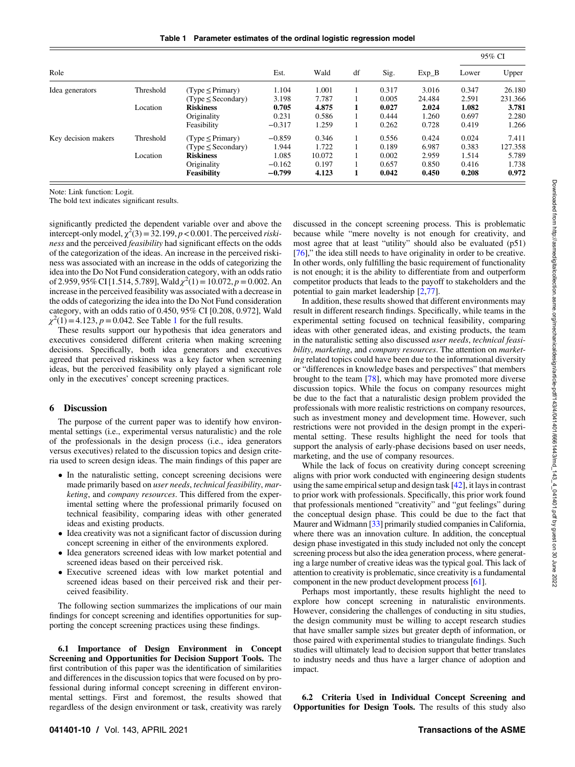Table 1 Parameter estimates of the ordinal logistic regression model

| Role | | | Est. | Wald | df | Sig. | Exp_B | 95% CI Lower | 95% CI Upper |
|---|---|---|---|---|---|---|---|---|---|
| Idea generators | Threshold | (Type ≤ Primary) | 1.104 | 1.001 | 1 | 0.317 | 3.016 | 0.347 | 26.180 |
| | | (Type ≤ Secondary) | 3.198 | 7.787 | 1 | 0.005 | 24.484 | 2.591 | 231.366 |
| | Location | **Riskiness** | **0.705** | **4.875** | **1** | **0.027** | **2.024** | **1.082** | **3.781** |
| | | Originality | 0.231 | 0.586 | 1 | 0.444 | 1.260 | 0.697 | 2.280 |
| | | Feasibility | −0.317 | 1.259 | 1 | 0.262 | 0.728 | 0.419 | 1.266 |
| Key decision makers | Threshold | (Type ≤ Primary) | −0.859 | 0.346 | 1 | 0.556 | 0.424 | 0.024 | 7.411 |
| | | (Type ≤ Secondary) | 1.944 | 1.722 | 1 | 0.189 | 6.987 | 0.383 | 127.358 |
| | Location | **Riskiness** | 1.085 | 10.072 | 1 | 0.002 | 2.959 | 1.514 | 5.789 |
| | | Originality | −0.162 | 0.197 | 1 | 0.657 | 0.850 | 0.416 | 1.738 |
| | | **Feasibility** | **−0.799** | **4.123** | **1** | **0.042** | **0.450** | **0.208** | **0.972** |

Note: Link function: Logit.
The bold text indicates significant results.

significantly predicted the dependent variable over and above the intercept-only model, $\chi^2(3) = 32.199$, $p < 0.001$. The perceived *riskiness* and the perceived *feasibility* had significant effects on the odds of the categorization of the ideas. An increase in the perceived riskiness was associated with an increase in the odds of categorizing the idea into the Do Not Fund consideration category, with an odds ratio of 2.959, 95% CI [1.514, 5.789], Wald $\chi^2(1) = 10.072$, $p = 0.002$. An increase in the perceived feasibility was associated with a decrease in the odds of categorizing the idea into the Do Not Fund consideration category, with an odds ratio of 0.450, 95% CI [0.208, 0.972], Wald $\chi^2(1) = 4.123$, $p = 0.042$. See Table 1 for the full results.

These results support our hypothesis that idea generators and executives considered different criteria when making screening decisions. Specifically, both idea generators and executives agreed that perceived riskiness was a key factor when screening ideas, but the perceived feasibility only played a significant role only in the executives' concept screening practices.

## 6 Discussion

The purpose of the current paper was to identify how environmental settings (i.e., experimental versus naturalistic) and the role of the professionals in the design process (i.e., idea generators versus executives) related to the discussion topics and design criteria used to screen design ideas. The main findings of this paper are

- In the naturalistic setting, concept screening decisions were made primarily based on *user needs*, *technical feasibility*, *marketing*, and *company resources*. This differed from the experimental setting where the professional primarily focused on technical feasibility, comparing ideas with other generated ideas and existing products.
- Idea creativity was not a significant factor of discussion during concept screening in either of the environments explored.
- Idea generators screened ideas with low market potential and screened ideas based on their perceived risk.
- Executive screened ideas with low market potential and screened ideas based on their perceived risk and their perceived feasibility.

The following section summarizes the implications of our main findings for concept screening and identifies opportunities for supporting the concept screening practices using these findings.

**6.1 Importance of Design Environment in Concept Screening and Opportunities for Decision Support Tools.** The first contribution of this paper was the identification of similarities and differences in the discussion topics that were focused on by professional during informal concept screening in different environmental settings. First and foremost, the results showed that regardless of the design environment or task, creativity was rarely discussed in the concept screening process. This is problematic because while "mere novelty is not enough for creativity, and most agree that at least "utility" should also be evaluated (p51) [76]," the idea still needs to have originality in order to be creative. In other words, only fulfilling the basic requirement of functionality is not enough; it is the ability to differentiate from and outperform competitor products that leads to the payoff to stakeholders and the potential to gain market leadership [2,77].

In addition, these results showed that different environments may result in different research findings. Specifically, while teams in the experimental setting focused on technical feasibility, comparing ideas with other generated ideas, and existing products, the team in the naturalistic setting also discussed *user needs*, *technical feasibility*, *marketing*, and *company resources*. The attention on *marketing* related topics could have been due to the informational diversity or "differences in knowledge bases and perspectives" that members brought to the team [78], which may have promoted more diverse discussion topics. While the focus on company resources might be due to the fact that a naturalistic design problem provided the professionals with more realistic restrictions on company resources, such as investment money and development time. However, such restrictions were not provided in the design prompt in the experimental setting. These results highlight the need for tools that support the analysis of early-phase decisions based on user needs, marketing, and the use of company resources.

While the lack of focus on creativity during concept screening aligns with prior work conducted with engineering design students using the same empirical setup and design task [42], it lays in contrast to prior work with professionals. Specifically, this prior work found that professionals mentioned "creativity" and "gut feelings" during the conceptual design phase. This could be due to the fact that Maurer and Widmann [33] primarily studied companies in California, where there was an innovation culture. In addition, the conceptual design phase investigated in this study included not only the concept screening process but also the idea generation process, where generating a large number of creative ideas was the typical goal. This lack of attention to creativity is problematic, since creativity is a fundamental component in the new product development process [61].

Perhaps most importantly, these results highlight the need to explore how concept screening in naturalistic environments. However, considering the challenges of conducting in situ studies, the design community must be willing to accept research studies that have smaller sample sizes but greater depth of information, or those paired with experimental studies to triangulate findings. Such studies will ultimately lead to decision support that better translates to industry needs and thus have a larger chance of adoption and impact.

**6.2 Criteria Used in Individual Concept Screening and Opportunities for Design Tools.** The results of this study also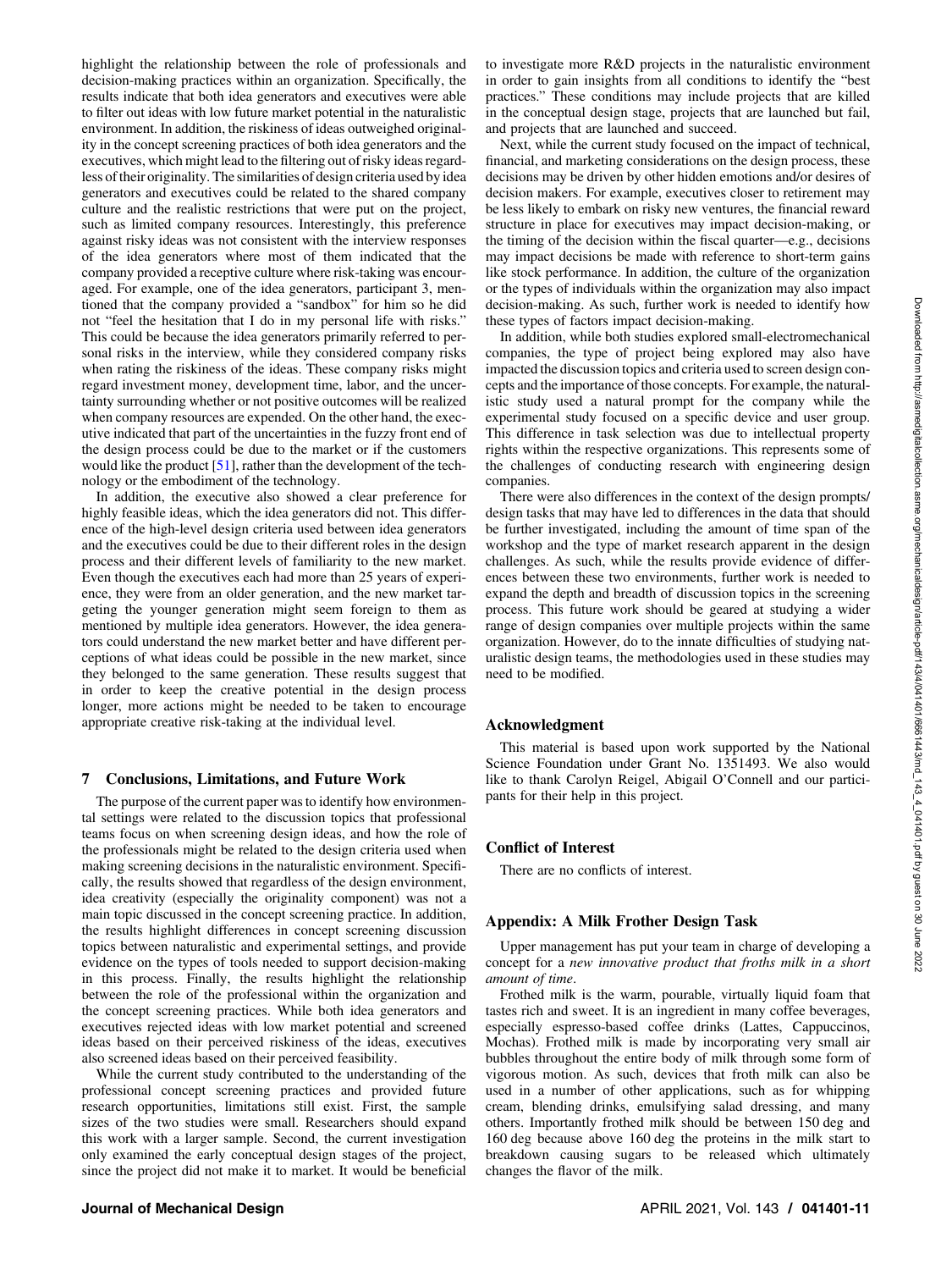highlight the relationship between the role of professionals and decision-making practices within an organization. Specifically, the results indicate that both idea generators and executives were able to filter out ideas with low future market potential in the naturalistic environment. In addition, the riskiness of ideas outweighed originality in the concept screening practices of both idea generators and the executives, which might lead to the filtering out of risky ideas regardless of their originality. The similarities of design criteria used by idea generators and executives could be related to the shared company culture and the realistic restrictions that were put on the project, such as limited company resources. Interestingly, this preference against risky ideas was not consistent with the interview responses of the idea generators where most of them indicated that the company provided a receptive culture where risk-taking was encouraged. For example, one of the idea generators, participant 3, mentioned that the company provided a "sandbox" for him so he did not "feel the hesitation that I do in my personal life with risks." This could be because the idea generators primarily referred to personal risks in the interview, while they considered company risks when rating the riskiness of the ideas. These company risks might regard investment money, development time, labor, and the uncertainty surrounding whether or not positive outcomes will be realized when company resources are expended. On the other hand, the executive indicated that part of the uncertainties in the fuzzy front end of the design process could be due to the market or if the customers would like the product [51], rather than the development of the technology or the embodiment of the technology.

In addition, the executive also showed a clear preference for highly feasible ideas, which the idea generators did not. This difference of the high-level design criteria used between idea generators and the executives could be due to their different roles in the design process and their different levels of familiarity to the new market. Even though the executives each had more than 25 years of experience, they were from an older generation, and the new market targeting the younger generation might seem foreign to them as mentioned by multiple idea generators. However, the idea generators could understand the new market better and have different perceptions of what ideas could be possible in the new market, since they belonged to the same generation. These results suggest that in order to keep the creative potential in the design process longer, more actions might be needed to be taken to encourage appropriate creative risk-taking at the individual level.

## 7 Conclusions, Limitations, and Future Work

The purpose of the current paper was to identify how environmental settings were related to the discussion topics that professional teams focus on when screening design ideas, and how the role of the professionals might be related to the design criteria used when making screening decisions in the naturalistic environment. Specifically, the results showed that regardless of the design environment, idea creativity (especially the originality component) was not a main topic discussed in the concept screening practice. In addition, the results highlight differences in concept screening discussion topics between naturalistic and experimental settings, and provide evidence on the types of tools needed to support decision-making in this process. Finally, the results highlight the relationship between the role of the professional within the organization and the concept screening practices. While both idea generators and executives rejected ideas with low market potential and screened ideas based on their perceived riskiness of the ideas, executives also screened ideas based on their perceived feasibility.

While the current study contributed to the understanding of the professional concept screening practices and provided future research opportunities, limitations still exist. First, the sample sizes of the two studies were small. Researchers should expand this work with a larger sample. Second, the current investigation only examined the early conceptual design stages of the project, since the project did not make it to market. It would be beneficial to investigate more R&D projects in the naturalistic environment in order to gain insights from all conditions to identify the "best practices." These conditions may include projects that are killed in the conceptual design stage, projects that are launched but fail, and projects that are launched and succeed.

Next, while the current study focused on the impact of technical, financial, and marketing considerations on the design process, these decisions may be driven by other hidden emotions and/or desires of decision makers. For example, executives closer to retirement may be less likely to embark on risky new ventures, the financial reward structure in place for executives may impact decision-making, or the timing of the decision within the fiscal quarter—e.g., decisions may impact decisions be made with reference to short-term gains like stock performance. In addition, the culture of the organization or the types of individuals within the organization may also impact decision-making. As such, further work is needed to identify how these types of factors impact decision-making.

In addition, while both studies explored small-electromechanical companies, the type of project being explored may also have impacted the discussion topics and criteria used to screen design concepts and the importance of those concepts. For example, the naturalistic study used a natural prompt for the company while the experimental study focused on a specific device and user group. This difference in task selection was due to intellectual property rights within the respective organizations. This represents some of the challenges of conducting research with engineering design companies.

There were also differences in the context of the design prompts/design tasks that may have led to differences in the data that should be further investigated, including the amount of time span of the workshop and the type of market research apparent in the design challenges. As such, while the results provide evidence of differences between these two environments, further work is needed to expand the depth and breadth of discussion topics in the screening process. This future work should be geared at studying a wider range of design companies over multiple projects within the same organization. However, do to the innate difficulties of studying naturalistic design teams, the methodologies used in these studies may need to be modified.

## Acknowledgment

This material is based upon work supported by the National Science Foundation under Grant No. 1351493. We also would like to thank Carolyn Reigel, Abigail O'Connell and our participants for their help in this project.

## Conflict of Interest

There are no conflicts of interest.

## Appendix: A Milk Frother Design Task

Upper management has put your team in charge of developing a concept for a *new innovative product that froths milk in a short amount of time*.

Frothed milk is the warm, pourable, virtually liquid foam that tastes rich and sweet. It is an ingredient in many coffee beverages, especially espresso-based coffee drinks (Lattes, Cappuccinos, Mochas). Frothed milk is made by incorporating very small air bubbles throughout the entire body of milk through some form of vigorous motion. As such, devices that froth milk can also be used in a number of other applications, such as for whipping cream, blending drinks, emulsifying salad dressing, and many others. Importantly frothed milk should be between 150 deg and 160 deg because above 160 deg the proteins in the milk start to breakdown causing sugars to be released which ultimately changes the flavor of the milk.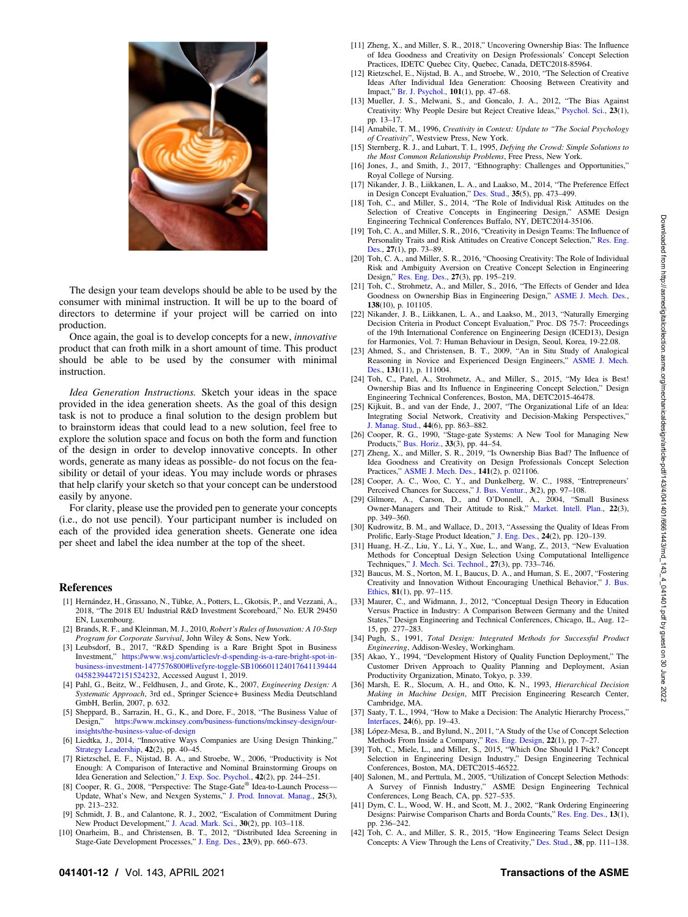The design your team develops should be able to be used by the consumer with minimal instruction. It will be up to the board of directors to determine if your project will be carried on into production.

Once again, the goal is to develop concepts for a new, *innovative* product that can froth milk in a short amount of time. This product should be able to be used by the consumer with minimal instruction.

*Idea Generation Instructions.* Sketch your ideas in the space provided in the idea generation sheets. As the goal of this design task is not to produce a final solution to the design problem but to brainstorm ideas that could lead to a new solution, feel free to explore the solution space and focus on both the form and function of the design in order to develop innovative concepts. In other words, generate as many ideas as possible- do not focus on the feasibility or detail of your ideas. You may include words or phrases that help clarify your sketch so that your concept can be understood easily by anyone.

For clarity, please use the provided pen to generate your concepts (i.e., do not use pencil). Your participant number is included on each of the provided idea generation sheets. Generate one idea per sheet and label the idea number at the top of the sheet.

## References

[1] Hernández, H., Grassano, N., Tübke, A., Potters, L., Gkotsis, P., and Vezzani, A., 2018, "The 2018 EU Industrial R&D Investment Scoreboard," No. EUR 29450 EN, Luxembourg.

[2] Brands, R. F., and Kleinman, M. J., 2010, *Robert's Rules of Innovation: A 10-Step Program for Corporate Survival*, John Wiley & Sons, New York.

[3] Leubsdorf, B., 2017, "R&D Spending is a Rare Bright Spot in Business Investment," https://www.wsj.com/articles/r-d-spending-is-a-rare-bright-spot-in-business-investment-1477576800#livefyre-toggle-SB10660112401764113944404582394472151524232, Accessed August 1, 2019.

[4] Pahl, G., Beitz, W., Feldhusen, J., and Grote, K., 2007, *Engineering Design: A Systematic Approach*, 3rd ed., Springer Science+ Business Media Deutschland GmbH, Berlin, 2007, p. 632.

[5] Sheppard, B., Sarrazin, H., G., K., and Dore, F., 2018, "The Business Value of Design," https://www.mckinsey.com/business-functions/mckinsey-design/our-insights/the-business-value-of-design

[6] Liedtka, J., 2014, "Innovative Ways Companies are Using Design Thinking," Strategy Leadership, **42**(2), pp. 40–45.

[7] Rietzschel, E. F., Nijstad, B. A., and Stroebe, W., 2006, "Productivity is Not Enough: A Comparison of Interactive and Nominal Brainstorming Groups on Idea Generation and Selection," J. Exp. Soc. Psychol., **42**(2), pp. 244–251.

[8] Cooper, R. G., 2008, "Perspective: The Stage-Gate® Idea-to-Launch Process—Update, What's New, and Nexgen Systems," J. Prod. Innovat. Manag., **25**(3), pp. 213–232.

[9] Schmidt, J. B., and Calantone, R. J., 2002, "Escalation of Commitment During New Product Development," J. Acad. Mark. Sci., **30**(2), pp. 103–118.

[10] Onarheim, B., and Christensen, B. T., 2012, "Distributed Idea Screening in Stage-Gate Development Processes," J. Eng. Des., **23**(9), pp. 660–673.

[11] Zheng, X., and Miller, S. R., 2018," Uncovering Ownership Bias: The Influence of Idea Goodness and Creativity on Design Professionals' Concept Selection Practices, IDETC Quebec City, Quebec, Canada, DETC2018-85964.

[12] Rietzschel, E., Nijstad, B. A., and Stroebe, W., 2010, "The Selection of Creative Ideas After Individual Idea Generation: Choosing Between Creativity and Impact," Br. J. Psychol., **101**(1), pp. 47–68.

[13] Mueller, J. S., Melwani, S., and Goncalo, J. A., 2012, "The Bias Against Creativity: Why People Desire but Reject Creative Ideas," Psychol. Sci., **23**(1), pp. 13–17.

[14] Amabile, T. M., 1996, *Creativity in Context: Update to "The Social Psychology of Creativity"*, Westview Press, New York.

[15] Sternberg, R. J., and Lubart, T. I., 1995, *Defying the Crowd: Simple Solutions to the Most Common Relationship Problems*, Free Press, New York.

[16] Jones, J., and Smith, J., 2017, "Ethnography: Challenges and Opportunities," Royal College of Nursing.

[17] Nikander, J. B., Liikkanen, L. A., and Laakso, M., 2014, "The Preference Effect in Design Concept Evaluation," Des. Stud., **35**(5), pp. 473–499.

[18] Toh, C., and Miller, S., 2014, "The Role of Individual Risk Attitudes on the Selection of Creative Concepts in Engineering Design," ASME Design Engineering Technical Conferences Buffalo, NY, DETC2014-35106.

[19] Toh, C. A., and Miller, S. R., 2016, "Creativity in Design Teams: The Influence of Personality Traits and Risk Attitudes on Creative Concept Selection," Res. Eng. Des., **27**(1), pp. 73–89.

[20] Toh, C. A., and Miller, S. R., 2016, "Choosing Creativity: The Role of Individual Risk and Ambiguity Aversion on Creative Concept Selection in Engineering Design," Res. Eng. Des., **27**(3), pp. 195–219.

[21] Toh, C., Strohmetz, A., and Miller, S., 2016, "The Effects of Gender and Idea Goodness on Ownership Bias in Engineering Design," ASME J. Mech. Des., **138**(10), p. 101105.

[22] Nikander, J. B., Liikkanen, L. A., and Laakso, M., 2013, "Naturally Emerging Decision Criteria in Product Concept Evaluation," Proc. DS 75-7: Proceedings of the 19th International Conference on Engineering Design (ICED13), Design for Harmonies, Vol. 7: Human Behaviour in Design, Seoul, Korea, 19-22.08.

[23] Ahmed, S., and Christensen, B. T., 2009, "An in Situ Study of Analogical Reasoning in Novice and Experienced Design Engineers," ASME J. Mech. Des., **131**(11), p. 111004.

[24] Toh, C., Patel, A., Strohmetz, A., and Miller, S., 2015, "My Idea is Best! Ownership Bias and Its Influence in Engineering Concept Selection," Design Engineering Technical Conferences, Boston, MA, DETC2015-46478.

[25] Kijkuit, B., and van der Ende, J., 2007, "The Organizational Life of an Idea: Integrating Social Network, Creativity and Decision-Making Perspectives," J. Manag. Stud., **44**(6), pp. 863–882.

[26] Cooper, R. G., 1990, "Stage-gate Systems: A New Tool for Managing New Products," Bus. Horiz., **33**(3), pp. 44–54.

[27] Zheng, X., and Miller, S. R., 2019, "Is Ownership Bias Bad? The Influence of Idea Goodness and Creativity on Design Professionals Concept Selection Practices," ASME J. Mech. Des., **141**(2), p. 021106.

[28] Cooper, A. C., Woo, C. Y., and Dunkelberg, W. C., 1988, "Entrepreneurs' Perceived Chances for Success," J. Bus. Ventur., **3**(2), pp. 97–108.

[29] Gilmore, A., Carson, D., and O'Donnell, A., 2004, "Small Business Owner-Managers and Their Attitude to Risk," Market. Intell. Plan., **22**(3), pp. 349–360.

[30] Kudrowitz, B. M., and Wallace, D., 2013, "Assessing the Quality of Ideas From Prolific, Early-Stage Product Ideation," J. Eng. Des., **24**(2), pp. 120–139.

[31] Huang, H.-Z., Liu, Y., Li, Y., Xue, L., and Wang, Z., 2013, "New Evaluation Methods for Conceptual Design Selection Using Computational Intelligence Techniques," J. Mech. Sci. Technol., **27**(3), pp. 733–746.

[32] Baucus, M. S., Norton, M. I., Baucus, D. A., and Human, S. E., 2007, "Fostering Creativity and Innovation Without Encouraging Unethical Behavior," J. Bus. Ethics, **81**(1), pp. 97–115.

[33] Maurer, C., and Widmann, J., 2012, "Conceptual Design Theory in Education Versus Practice in Industry: A Comparison Between Germany and the United States," Design Engineering and Technical Conferences, Chicago, IL, Aug. 12–15, pp. 277–283.

[34] Pugh, S., 1991, *Total Design: Integrated Methods for Successful Product Engineering*, Addison-Wesley, Workingham.

[35] Akao, Y., 1994, "Development History of Quality Function Deployment," The Customer Driven Approach to Quality Planning and Deployment, Asian Productivity Organization, Minato, Tokyo, p. 339.

[36] Marsh, E. R., Slocum, A. H., and Otto, K. N., 1993, *Hierarchical Decision Making in Machine Design*, MIT Precision Engineering Research Center, Cambridge, MA.

[37] Saaty, T. L., 1994, "How to Make a Decision: The Analytic Hierarchy Process," Interfaces, **24**(6), pp. 19–43.

[38] López-Mesa, B., and Bylund, N., 2011, "A Study of the Use of Concept Selection Methods From Inside a Company," Res. Eng. Design, **22**(1), pp. 7–27.

[39] Toh, C., Miele, L., and Miller, S., 2015, "Which One Should I Pick? Concept Selection in Engineering Design Industry," Design Engineering Technical Conferences, Boston, MA, DETC2015-46522.

[40] Salonen, M., and Perttula, M., 2005, "Utilization of Concept Selection Methods: A Survey of Finnish Industry," ASME Design Engineering Technical Conferences, Long Beach, CA, pp. 527–535.

[41] Dym, C. L., Wood, W. H., and Scott, M. J., 2002, "Rank Ordering Engineering Designs: Pairwise Comparison Charts and Borda Counts," Res. Eng. Des., **13**(1), pp. 236–242.

[42] Toh, C. A., and Miller, S. R., 2015, "How Engineering Teams Select Design Concepts: A View Through the Lens of Creativity," Des. Stud., **38**, pp. 111–138.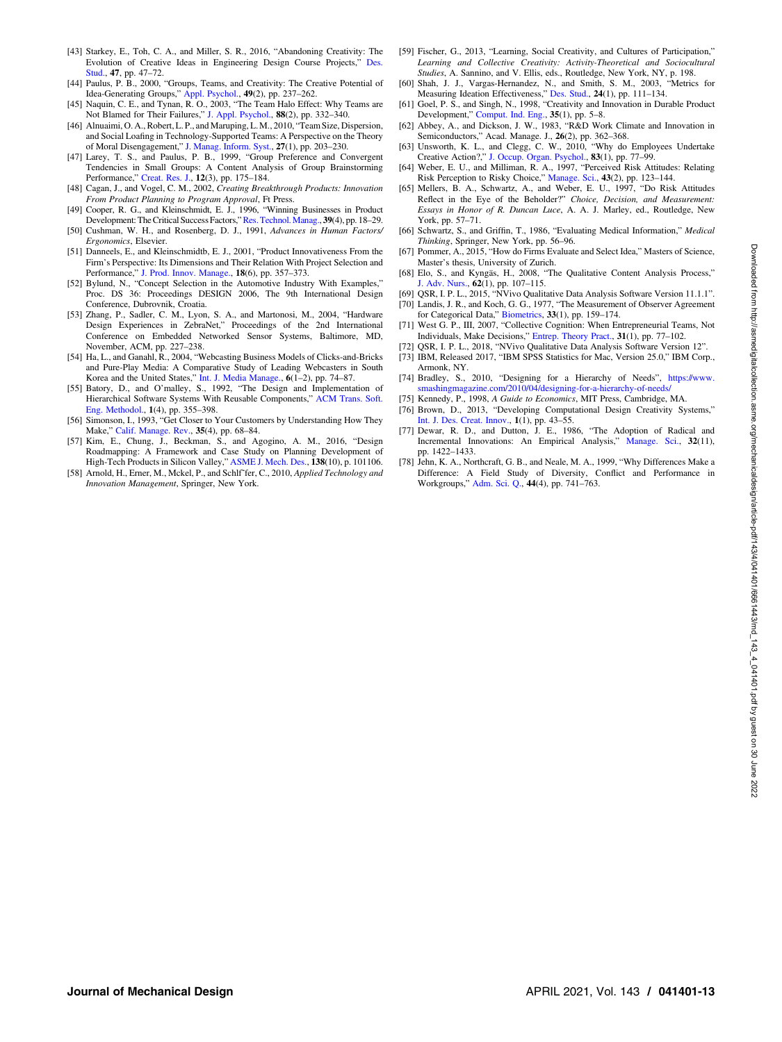[43] Starkey, E., Toh, C. A., and Miller, S. R., 2016, "Abandoning Creativity: The Evolution of Creative Ideas in Engineering Design Course Projects," Des. Stud., **47**, pp. 47–72.

[44] Paulus, P. B., 2000, "Groups, Teams, and Creativity: The Creative Potential of Idea-Generating Groups," Appl. Psychol., **49**(2), pp. 237–262.

[45] Naquin, C. E., and Tynan, R. O., 2003, "The Team Halo Effect: Why Teams are Not Blamed for Their Failures," J. Appl. Psychol., **88**(2), pp. 332–340.

[46] Alnuaimi, O. A., Robert, L. P., and Maruping, L. M., 2010, "Team Size, Dispersion, and Social Loafing in Technology-Supported Teams: A Perspective on the Theory of Moral Disengagement," J. Manag. Inform. Syst., **27**(1), pp. 203–230.

[47] Larey, T. S., and Paulus, P. B., 1999, "Group Preference and Convergent Tendencies in Small Groups: A Content Analysis of Group Brainstorming Performance," Creat. Res. J., **12**(3), pp. 175–184.

[48] Cagan, J., and Vogel, C. M., 2002, *Creating Breakthrough Products: Innovation From Product Planning to Program Approval*, Ft Press.

[49] Cooper, R. G., and Kleinschmidt, E. J., 1996, "Winning Businesses in Product Development: The Critical Success Factors," Res. Technol. Manag., **39**(4), pp. 18–29.

[50] Cushman, W. H., and Rosenberg, D. J., 1991, *Advances in Human Factors/Ergonomics*, Elsevier.

[51] Danneels, E., and Kleinschmidtb, E. J., 2001, "Product Innovativeness From the Firm's Perspective: Its Dimensions and Their Relation With Project Selection and Performance," J. Prod. Innov. Manage., **18**(6), pp. 357–373.

[52] Bylund, N., "Concept Selection in the Automotive Industry With Examples," Proc. DS 36: Proceedings DESIGN 2006, The 9th International Design Conference, Dubrovnik, Croatia.

[53] Zhang, P., Sadler, C. M., Lyon, S. A., and Martonosi, M., 2004, "Hardware Design Experiences in ZebraNet," Proceedings of the 2nd International Conference on Embedded Networked Sensor Systems, Baltimore, MD, November, ACM, pp. 227–238.

[54] Ha, L., and Ganahl, R., 2004, "Webcasting Business Models of Clicks-and-Bricks and Pure-Play Media: A Comparative Study of Leading Webcasters in South Korea and the United States," Int. J. Media Manage., **6**(1–2), pp. 74–87.

[55] Batory, D., and O'malley, S., 1992, "The Design and Implementation of Hierarchical Software Systems With Reusable Components," ACM Trans. Soft. Eng. Methodol., **1**(4), pp. 355–398.

[56] Simonson, I., 1993, "Get Closer to Your Customers by Understanding How They Make," Calif. Manage. Rev., **35**(4), pp. 68–84.

[57] Kim, E., Chung, J., Beckman, S., and Agogino, A. M., 2016, "Design Roadmapping: A Framework and Case Study on Planning Development of High-Tech Products in Silicon Valley," ASME J. Mech. Des., **138**(10), p. 101106.

[58] Arnold, H., Erner, M., Mckel, P., and Schlf¨fer, C., 2010, *Applied Technology and Innovation Management*, Springer, New York.

[59] Fischer, G., 2013, "Learning, Social Creativity, and Cultures of Participation," *Learning and Collective Creativity: Activity-Theoretical and Sociocultural Studies*, A. Sannino, and V. Ellis, eds., Routledge, New York, NY, p. 198.

[60] Shah, J. J., Vargas-Hernandez, N., and Smith, S. M., 2003, "Metrics for Measuring Ideation Effectiveness," Des. Stud., **24**(1), pp. 111–134.

[61] Goel, P. S., and Singh, N., 1998, "Creativity and Innovation in Durable Product Development," Comput. Ind. Eng., **35**(1), pp. 5–8.

[62] Abbey, A., and Dickson, J. W., 1983, "R&D Work Climate and Innovation in Semiconductors," Acad. Manage. J., **26**(2), pp. 362–368.

[63] Unsworth, K. L., and Clegg, C. W., 2010, "Why do Employees Undertake Creative Action?," J. Occup. Organ. Psychol., **83**(1), pp. 77–99.

[64] Weber, E. U., and Milliman, R. A., 1997, "Perceived Risk Attitudes: Relating Risk Perception to Risky Choice," Manage. Sci., **43**(2), pp. 123–144.

[65] Mellers, B. A., Schwartz, A., and Weber, E. U., 1997, "Do Risk Attitudes Reflect in the Eye of the Beholder?" *Choice, Decision, and Measurement: Essays in Honor of R. Duncan Luce*, A. A. J. Marley, ed., Routledge, New York, pp. 57–71.

[66] Schwartz, S., and Griffin, T., 1986, "Evaluating Medical Information," *Medical Thinking*, Springer, New York, pp. 56–96.

[67] Pommer, A., 2015, "How do Firms Evaluate and Select Idea," Masters of Science, Master's thesis, University of Zurich.

[68] Elo, S., and Kyngäs, H., 2008, "The Qualitative Content Analysis Process," J. Adv. Nurs., **62**(1), pp. 107–115.

[69] QSR, I. P. L., 2015, "NVivo Qualitative Data Analysis Software Version 11.1.1".

[70] Landis, J. R., and Koch, G. G., 1977, "The Measurement of Observer Agreement for Categorical Data," Biometrics, **33**(1), pp. 159–174.

[71] West G. P., III, 2007, "Collective Cognition: When Entrepreneurial Teams, Not Individuals, Make Decisions," Entrep. Theory Pract., **31**(1), pp. 77–102.

[72] QSR, I. P. L., 2018, "NVivo Qualitative Data Analysis Software Version 12".

[73] IBM, Released 2017, "IBM SPSS Statistics for Mac, Version 25.0," IBM Corp., Armonk, NY.

[74] Bradley, S., 2010, "Designing for a Hierarchy of Needs", https://www.smashingmagazine.com/2010/04/designing-for-a-hierarchy-of-needs/

[75] Kennedy, P., 1998, *A Guide to Economics*, MIT Press, Cambridge, MA.

[76] Brown, D., 2013, "Developing Computational Design Creativity Systems," Int. J. Des. Creat. Innov., **1**(1), pp. 43–55.

[77] Dewar, R. D., and Dutton, J. E., 1986, "The Adoption of Radical and Incremental Innovations: An Empirical Analysis," Manage. Sci., **32**(11), pp. 1422–1433.

[78] Jehn, K. A., Northcraft, G. B., and Neale, M. A., 1999, "Why Differences Make a Difference: A Field Study of Diversity, Conflict and Performance in Workgroups," Adm. Sci. Q., **44**(4), pp. 741–763.